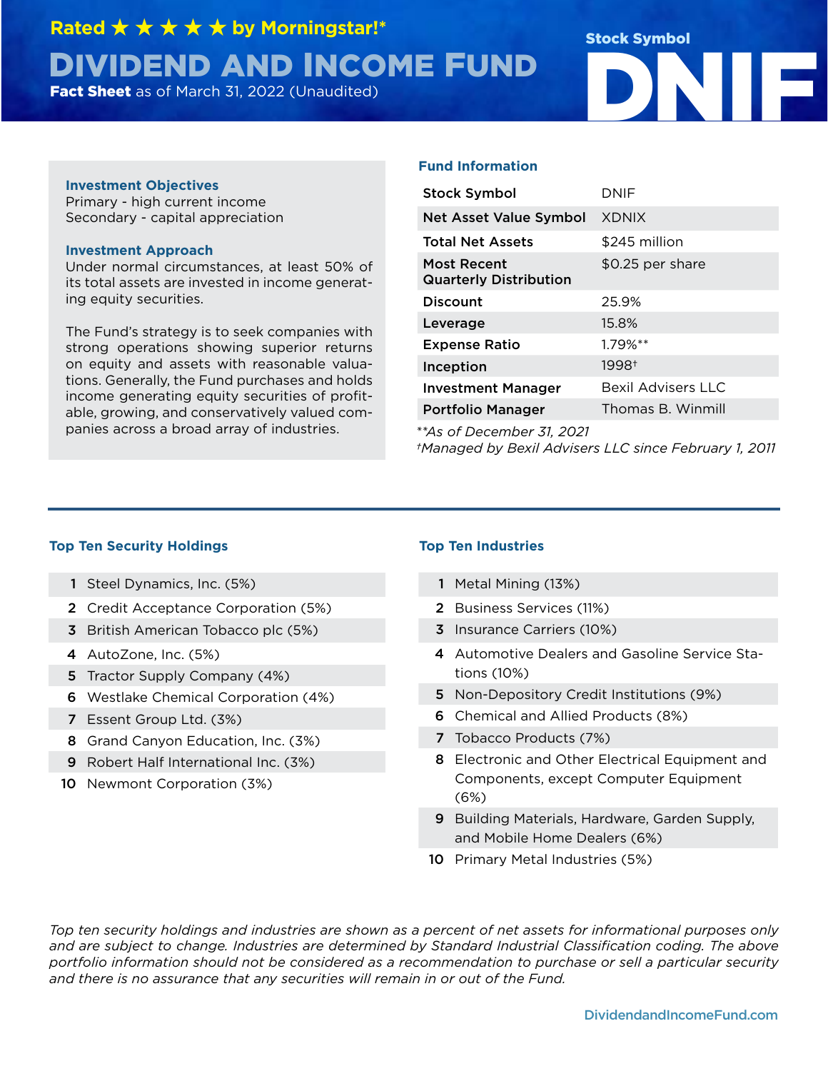Rated ★ ★ ★ ★ ★ by Morningstar!*

# DIVIDEND AND INCOME FUND

**Fact Sheet** as of March 31, 2022 (Unaudited)

Stock Symbol **DNIF**

### Investment Objectives

Primary - high current income
Secondary - capital appreciation

### Investment Approach

Under normal circumstances, at least 50% of its total assets are invested in income generating equity securities.

The Fund's strategy is to seek companies with strong operations showing superior returns on equity and assets with reasonable valuations. Generally, the Fund purchases and holds income generating equity securities of profitable, growing, and conservatively valued companies across a broad array of industries.

### Fund Information

| | |
|---|---|
| **Stock Symbol** | DNIF |
| **Net Asset Value Symbol** | XDNIX |
| **Total Net Assets** | $245 million |
| **Most Recent Quarterly Distribution** | $0.25 per share |
| **Discount** | 25.9% |
| **Leverage** | 15.8% |
| **Expense Ratio** | 1.79%** |
| **Inception** | 1998† |
| **Investment Manager** | Bexil Advisers LLC |
| **Portfolio Manager** | Thomas B. Winmill |

*\*\*As of December 31, 2021*
*†Managed by Bexil Advisers LLC since February 1, 2011*

### Top Ten Security Holdings

1. Steel Dynamics, Inc. (5%)
2. Credit Acceptance Corporation (5%)
3. British American Tobacco plc (5%)
4. AutoZone, Inc. (5%)
5. Tractor Supply Company (4%)
6. Westlake Chemical Corporation (4%)
7. Essent Group Ltd. (3%)
8. Grand Canyon Education, Inc. (3%)
9. Robert Half International Inc. (3%)
10. Newmont Corporation (3%)

### Top Ten Industries

1. Metal Mining (13%)
2. Business Services (11%)
3. Insurance Carriers (10%)
4. Automotive Dealers and Gasoline Service Stations (10%)
5. Non-Depository Credit Institutions (9%)
6. Chemical and Allied Products (8%)
7. Tobacco Products (7%)
8. Electronic and Other Electrical Equipment and Components, except Computer Equipment (6%)
9. Building Materials, Hardware, Garden Supply, and Mobile Home Dealers (6%)
10. Primary Metal Industries (5%)

*Top ten security holdings and industries are shown as a percent of net assets for informational purposes only and are subject to change. Industries are determined by Standard Industrial Classification coding. The above portfolio information should not be considered as a recommendation to purchase or sell a particular security and there is no assurance that any securities will remain in or out of the Fund.*

DividendandIncomeFund.com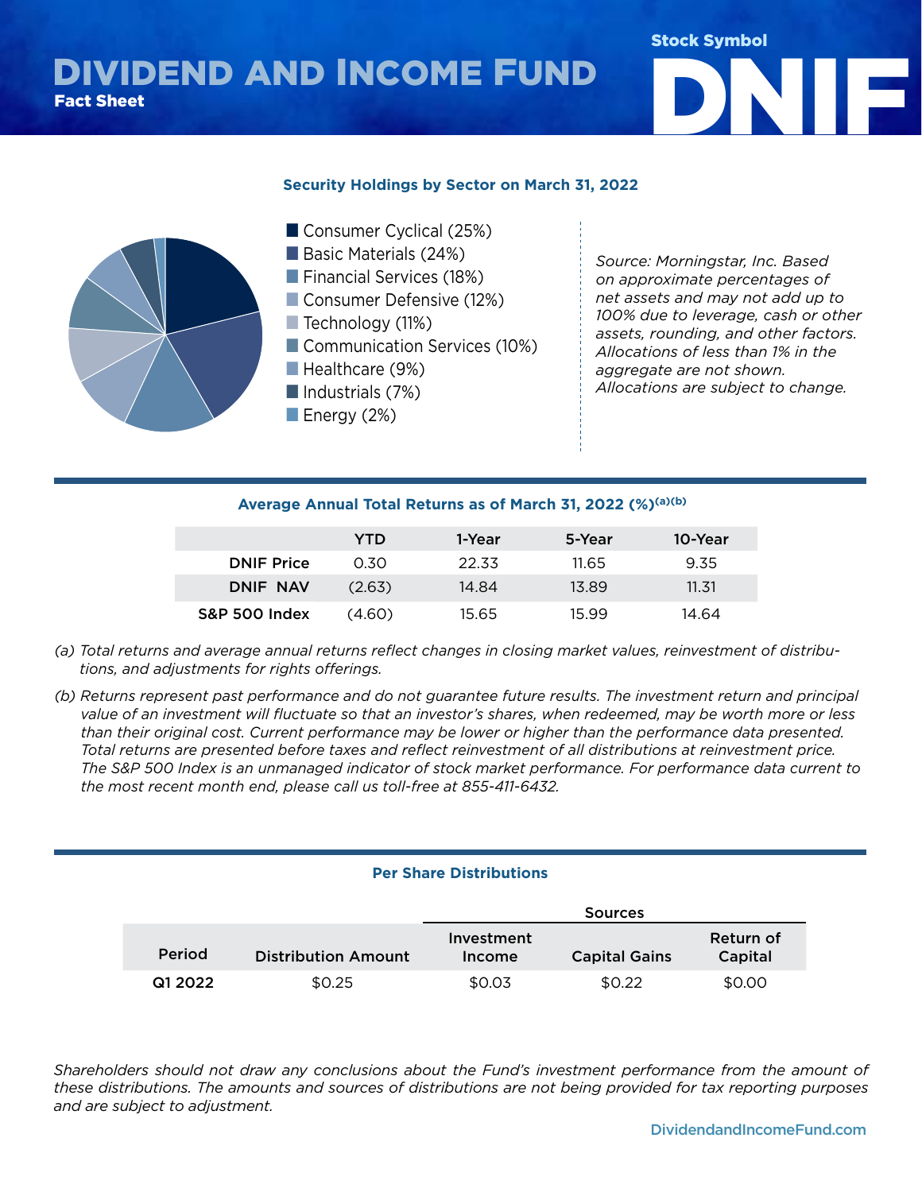# DIVIDEND AND INCOME FUND

**Fact Sheet**

Stock Symbol

**DNIF**

### Security Holdings by Sector on March 31, 2022

- Consumer Cyclical (25%)
- Basic Materials (24%)
- Financial Services (18%)
- Consumer Defensive (12%)
- Technology (11%)
- Communication Services (10%)
- Healthcare (9%)
- Industrials (7%)
- Energy (2%)

*Source: Morningstar, Inc. Based on approximate percentages of net assets and may not add up to 100% due to leverage, cash or other assets, rounding, and other factors. Allocations of less than 1% in the aggregate are not shown. Allocations are subject to change.*

### Average Annual Total Returns as of March 31, 2022 (%)(a)(b)

| | YTD | 1-Year | 5-Year | 10-Year |
|---|---|---|---|---|
| DNIF Price | 0.30 | 22.33 | 11.65 | 9.35 |
| DNIF NAV | (2.63) | 14.84 | 13.89 | 11.31 |
| S&P 500 Index | (4.60) | 15.65 | 15.99 | 14.64 |

*(a) Total returns and average annual returns reflect changes in closing market values, reinvestment of distributions, and adjustments for rights offerings.*

*(b) Returns represent past performance and do not guarantee future results. The investment return and principal value of an investment will fluctuate so that an investor's shares, when redeemed, may be worth more or less than their original cost. Current performance may be lower or higher than the performance data presented. Total returns are presented before taxes and reflect reinvestment of all distributions at reinvestment price. The S&P 500 Index is an unmanaged indicator of stock market performance. For performance data current to the most recent month end, please call us toll-free at 855-411-6432.*

### Per Share Distributions

| | | Sources | | |
|---|---|---|---|---|
| Period | Distribution Amount | Investment Income | Capital Gains | Return of Capital |
| Q1 2022 | $0.25 | $0.03 | $0.22 | $0.00 |

*Shareholders should not draw any conclusions about the Fund's investment performance from the amount of these distributions. The amounts and sources of distributions are not being provided for tax reporting purposes and are subject to adjustment.*

DividendandIncomeFund.com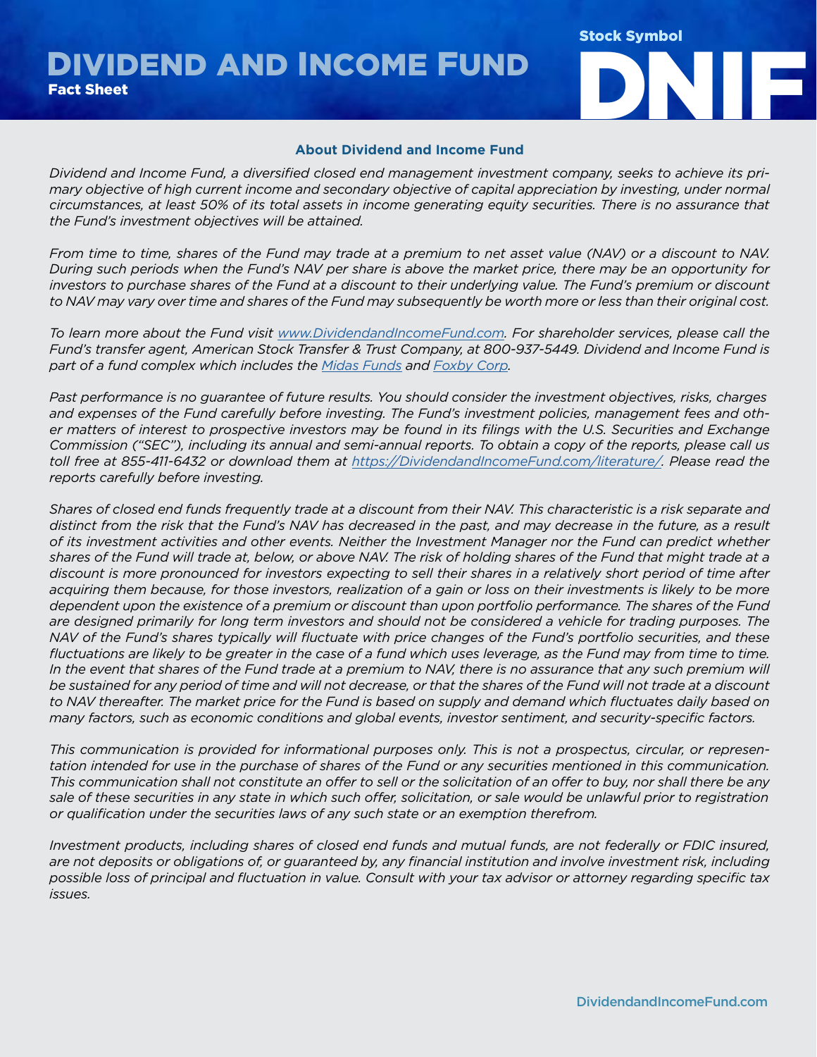# Dividend and Income Fund

**Fact Sheet**

Stock Symbol

**DNIF**

### About Dividend and Income Fund

*Dividend and Income Fund, a diversified closed end management investment company, seeks to achieve its primary objective of high current income and secondary objective of capital appreciation by investing, under normal circumstances, at least 50% of its total assets in income generating equity securities. There is no assurance that the Fund's investment objectives will be attained.*

*From time to time, shares of the Fund may trade at a premium to net asset value (NAV) or a discount to NAV. During such periods when the Fund's NAV per share is above the market price, there may be an opportunity for investors to purchase shares of the Fund at a discount to their underlying value. The Fund's premium or discount to NAV may vary over time and shares of the Fund may subsequently be worth more or less than their original cost.*

*To learn more about the Fund visit www.DividendandIncomeFund.com. For shareholder services, please call the Fund's transfer agent, American Stock Transfer & Trust Company, at 800-937-5449. Dividend and Income Fund is part of a fund complex which includes the Midas Funds and Foxby Corp.*

*Past performance is no guarantee of future results. You should consider the investment objectives, risks, charges and expenses of the Fund carefully before investing. The Fund's investment policies, management fees and other matters of interest to prospective investors may be found in its filings with the U.S. Securities and Exchange Commission ("SEC"), including its annual and semi-annual reports. To obtain a copy of the reports, please call us toll free at 855-411-6432 or download them at https://DividendandIncomeFund.com/literature/. Please read the reports carefully before investing.*

*Shares of closed end funds frequently trade at a discount from their NAV. This characteristic is a risk separate and distinct from the risk that the Fund's NAV has decreased in the past, and may decrease in the future, as a result of its investment activities and other events. Neither the Investment Manager nor the Fund can predict whether shares of the Fund will trade at, below, or above NAV. The risk of holding shares of the Fund that might trade at a discount is more pronounced for investors expecting to sell their shares in a relatively short period of time after acquiring them because, for those investors, realization of a gain or loss on their investments is likely to be more dependent upon the existence of a premium or discount than upon portfolio performance. The shares of the Fund are designed primarily for long term investors and should not be considered a vehicle for trading purposes. The NAV of the Fund's shares typically will fluctuate with price changes of the Fund's portfolio securities, and these fluctuations are likely to be greater in the case of a fund which uses leverage, as the Fund may from time to time. In the event that shares of the Fund trade at a premium to NAV, there is no assurance that any such premium will be sustained for any period of time and will not decrease, or that the shares of the Fund will not trade at a discount to NAV thereafter. The market price for the Fund is based on supply and demand which fluctuates daily based on many factors, such as economic conditions and global events, investor sentiment, and security-specific factors.*

*This communication is provided for informational purposes only. This is not a prospectus, circular, or representation intended for use in the purchase of shares of the Fund or any securities mentioned in this communication. This communication shall not constitute an offer to sell or the solicitation of an offer to buy, nor shall there be any sale of these securities in any state in which such offer, solicitation, or sale would be unlawful prior to registration or qualification under the securities laws of any such state or an exemption therefrom.*

*Investment products, including shares of closed end funds and mutual funds, are not federally or FDIC insured, are not deposits or obligations of, or guaranteed by, any financial institution and involve investment risk, including possible loss of principal and fluctuation in value. Consult with your tax advisor or attorney regarding specific tax issues.*

DividendandIncomeFund.com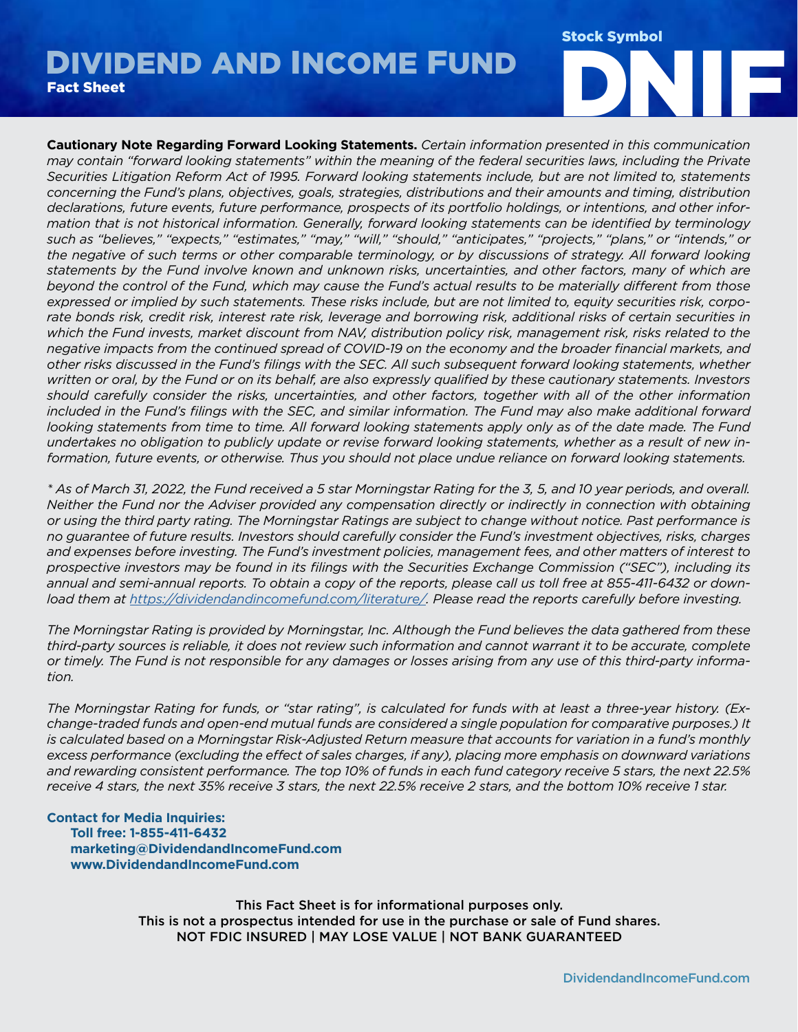# Dividend and Income Fund

**Fact Sheet**

Stock Symbol

**DNIF**

**Cautionary Note Regarding Forward Looking Statements.** *Certain information presented in this communication may contain "forward looking statements" within the meaning of the federal securities laws, including the Private Securities Litigation Reform Act of 1995. Forward looking statements include, but are not limited to, statements concerning the Fund's plans, objectives, goals, strategies, distributions and their amounts and timing, distribution declarations, future events, future performance, prospects of its portfolio holdings, or intentions, and other information that is not historical information. Generally, forward looking statements can be identified by terminology such as "believes," "expects," "estimates," "may," "will," "should," "anticipates," "projects," "plans," or "intends," or the negative of such terms or other comparable terminology, or by discussions of strategy. All forward looking statements by the Fund involve known and unknown risks, uncertainties, and other factors, many of which are beyond the control of the Fund, which may cause the Fund's actual results to be materially different from those expressed or implied by such statements. These risks include, but are not limited to, equity securities risk, corporate bonds risk, credit risk, interest rate risk, leverage and borrowing risk, additional risks of certain securities in which the Fund invests, market discount from NAV, distribution policy risk, management risk, risks related to the negative impacts from the continued spread of COVID-19 on the economy and the broader financial markets, and other risks discussed in the Fund's filings with the SEC. All such subsequent forward looking statements, whether written or oral, by the Fund or on its behalf, are also expressly qualified by these cautionary statements. Investors should carefully consider the risks, uncertainties, and other factors, together with all of the other information included in the Fund's filings with the SEC, and similar information. The Fund may also make additional forward looking statements from time to time. All forward looking statements apply only as of the date made. The Fund undertakes no obligation to publicly update or revise forward looking statements, whether as a result of new information, future events, or otherwise. Thus you should not place undue reliance on forward looking statements.*

*\* As of March 31, 2022, the Fund received a 5 star Morningstar Rating for the 3, 5, and 10 year periods, and overall. Neither the Fund nor the Adviser provided any compensation directly or indirectly in connection with obtaining or using the third party rating. The Morningstar Ratings are subject to change without notice. Past performance is no guarantee of future results. Investors should carefully consider the Fund's investment objectives, risks, charges and expenses before investing. The Fund's investment policies, management fees, and other matters of interest to prospective investors may be found in its filings with the Securities Exchange Commission ("SEC"), including its annual and semi-annual reports. To obtain a copy of the reports, please call us toll free at 855-411-6432 or download them at [https://dividendandincomefund.com/literature/](https://dividendandincomefund.com/literature/). Please read the reports carefully before investing.*

*The Morningstar Rating is provided by Morningstar, Inc. Although the Fund believes the data gathered from these third-party sources is reliable, it does not review such information and cannot warrant it to be accurate, complete or timely. The Fund is not responsible for any damages or losses arising from any use of this third-party information.*

*The Morningstar Rating for funds, or "star rating", is calculated for funds with at least a three-year history. (Exchange-traded funds and open-end mutual funds are considered a single population for comparative purposes.) It is calculated based on a Morningstar Risk-Adjusted Return measure that accounts for variation in a fund's monthly excess performance (excluding the effect of sales charges, if any), placing more emphasis on downward variations and rewarding consistent performance. The top 10% of funds in each fund category receive 5 stars, the next 22.5% receive 4 stars, the next 35% receive 3 stars, the next 22.5% receive 2 stars, and the bottom 10% receive 1 star.*

**Contact for Media Inquiries:**
**Toll free: 1-855-411-6432**
**marketing@DividendandIncomeFund.com**
**www.DividendandIncomeFund.com**

This Fact Sheet is for informational purposes only.
This is not a prospectus intended for use in the purchase or sale of Fund shares.
NOT FDIC INSURED | MAY LOSE VALUE | NOT BANK GUARANTEED

DividendandIncomeFund.com